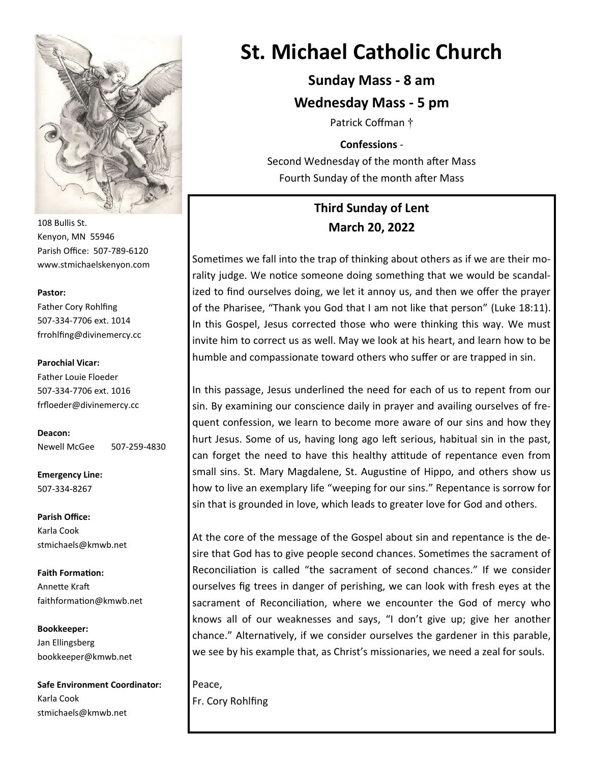# St. Michael Catholic Church

**Sunday Mass - 8 am**

**Wednesday Mass - 5 pm**

Patrick Coffman †

**Confessions** -

Second Wednesday of the month after Mass

Fourth Sunday of the month after Mass

108 Bullis St.
Kenyon, MN 55946
Parish Office: 507-789-6120
www.stmichaelskenyon.com

**Pastor:**
Father Cory Rohlfing
507-334-7706 ext. 1014
frrohlfing@divinemercy.cc

**Parochial Vicar:**
Father Louie Floeder
507-334-7706 ext. 1016
frfloeder@divinemercy.cc

**Deacon:**
Newell McGee 507-259-4830

**Emergency Line:**
507-334-8267

**Parish Office:**
Karla Cook
stmichaels@kmwb.net

**Faith Formation:**
Annette Kraft
faithformation@kmwb.net

**Bookkeeper:**
Jan Ellingsberg
bookkeeper@kmwb.net

**Safe Environment Coordinator:**
Karla Cook
stmichaels@kmwb.net

## Third Sunday of Lent
## March 20, 2022

Sometimes we fall into the trap of thinking about others as if we are their morality judge. We notice someone doing something that we would be scandalized to find ourselves doing, we let it annoy us, and then we offer the prayer of the Pharisee, "Thank you God that I am not like that person" (Luke 18:11). In this Gospel, Jesus corrected those who were thinking this way. We must invite him to correct us as well. May we look at his heart, and learn how to be humble and compassionate toward others who suffer or are trapped in sin.

In this passage, Jesus underlined the need for each of us to repent from our sin. By examining our conscience daily in prayer and availing ourselves of frequent confession, we learn to become more aware of our sins and how they hurt Jesus. Some of us, having long ago left serious, habitual sin in the past, can forget the need to have this healthy attitude of repentance even from small sins. St. Mary Magdalene, St. Augustine of Hippo, and others show us how to live an exemplary life "weeping for our sins." Repentance is sorrow for sin that is grounded in love, which leads to greater love for God and others.

At the core of the message of the Gospel about sin and repentance is the desire that God has to give people second chances. Sometimes the sacrament of Reconciliation is called "the sacrament of second chances." If we consider ourselves fig trees in danger of perishing, we can look with fresh eyes at the sacrament of Reconciliation, where we encounter the God of mercy who knows all of our weaknesses and says, "I don't give up; give her another chance." Alternatively, if we consider ourselves the gardener in this parable, we see by his example that, as Christ's missionaries, we need a zeal for souls.

Peace,
Fr. Cory Rohlfing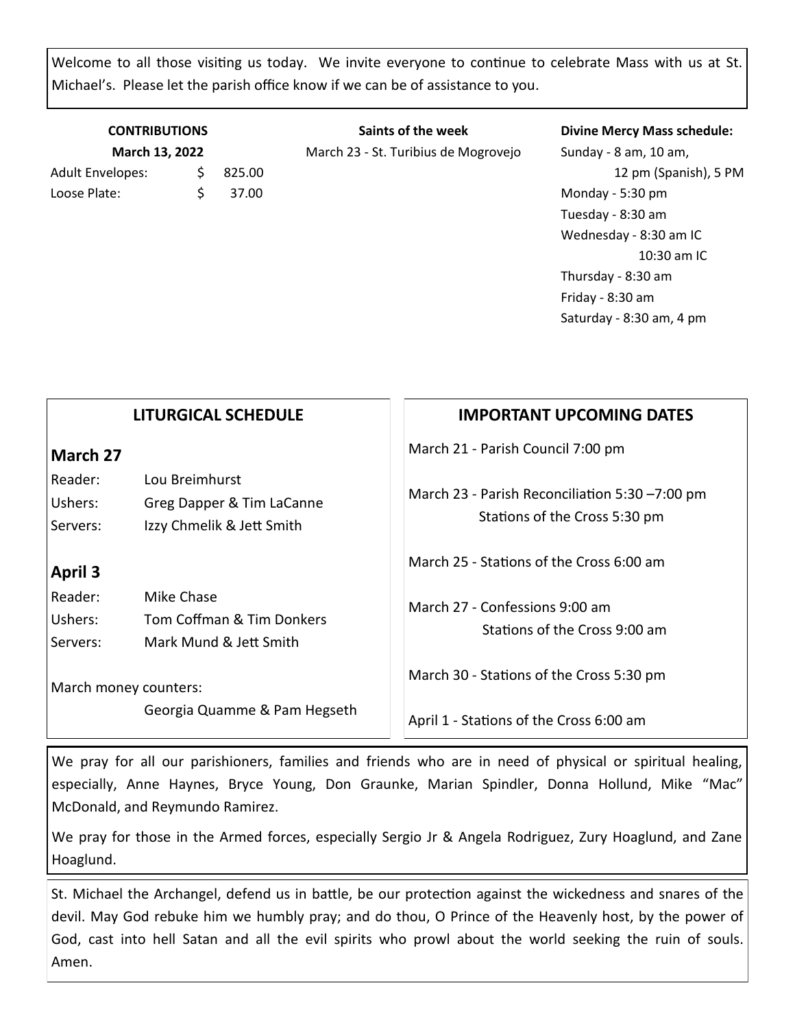Welcome to all those visiting us today. We invite everyone to continue to celebrate Mass with us at St. Michael's. Please let the parish office know if we can be of assistance to you.

**CONTRIBUTIONS**

**March 13, 2022**

| | | |
|---|---|---|
| Adult Envelopes: | $ | 825.00 |
| Loose Plate: | $ | 37.00 |

**Saints of the week**

March 23 - St. Turibius de Mogrovejo

**Divine Mercy Mass schedule:**

Sunday - 8 am, 10 am, 12 pm (Spanish), 5 PM
Monday - 5:30 pm
Tuesday - 8:30 am
Wednesday - 8:30 am IC, 10:30 am IC
Thursday - 8:30 am
Friday - 8:30 am
Saturday - 8:30 am, 4 pm

## LITURGICAL SCHEDULE

### March 27

| | |
|---|---|
| Reader: | Lou Breimhurst |
| Ushers: | Greg Dapper & Tim LaCanne |
| Servers: | Izzy Chmelik & Jett Smith |

### April 3

| | |
|---|---|
| Reader: | Mike Chase |
| Ushers: | Tom Coffman & Tim Donkers |
| Servers: | Mark Mund & Jett Smith |

March money counters:
Georgia Quamme & Pam Hegseth

## IMPORTANT UPCOMING DATES

March 21 - Parish Council 7:00 pm

March 23 - Parish Reconciliation 5:30 –7:00 pm
Stations of the Cross 5:30 pm

March 25 - Stations of the Cross 6:00 am

March 27 - Confessions 9:00 am
Stations of the Cross 9:00 am

March 30 - Stations of the Cross 5:30 pm

April 1 - Stations of the Cross 6:00 am

We pray for all our parishioners, families and friends who are in need of physical or spiritual healing, especially, Anne Haynes, Bryce Young, Don Graunke, Marian Spindler, Donna Hollund, Mike "Mac" McDonald, and Reymundo Ramirez.

We pray for those in the Armed forces, especially Sergio Jr & Angela Rodriguez, Zury Hoaglund, and Zane Hoaglund.

St. Michael the Archangel, defend us in battle, be our protection against the wickedness and snares of the devil. May God rebuke him we humbly pray; and do thou, O Prince of the Heavenly host, by the power of God, cast into hell Satan and all the evil spirits who prowl about the world seeking the ruin of souls. Amen.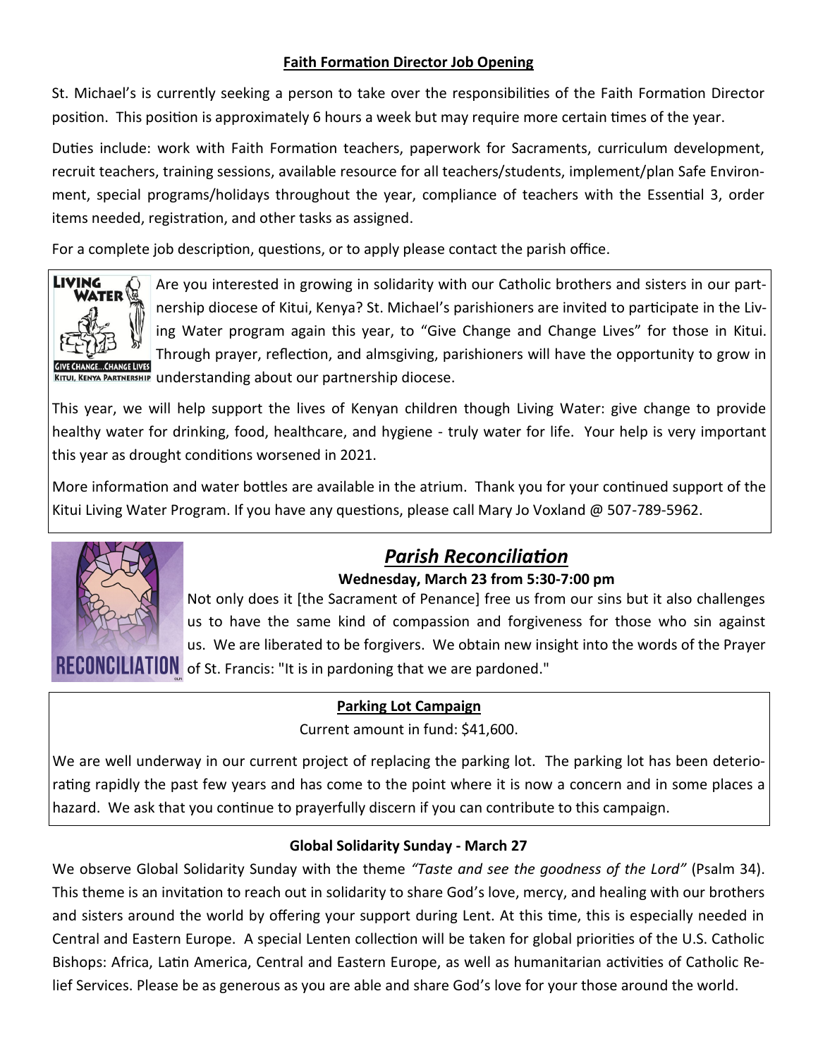### Faith Formation Director Job Opening

St. Michael's is currently seeking a person to take over the responsibilities of the Faith Formation Director position. This position is approximately 6 hours a week but may require more certain times of the year.

Duties include: work with Faith Formation teachers, paperwork for Sacraments, curriculum development, recruit teachers, training sessions, available resource for all teachers/students, implement/plan Safe Environment, special programs/holidays throughout the year, compliance of teachers with the Essential 3, order items needed, registration, and other tasks as assigned.

For a complete job description, questions, or to apply please contact the parish office.

Are you interested in growing in solidarity with our Catholic brothers and sisters in our partnership diocese of Kitui, Kenya? St. Michael's parishioners are invited to participate in the Living Water program again this year, to "Give Change and Change Lives" for those in Kitui. Through prayer, reflection, and almsgiving, parishioners will have the opportunity to grow in understanding about our partnership diocese.

This year, we will help support the lives of Kenyan children though Living Water: give change to provide healthy water for drinking, food, healthcare, and hygiene - truly water for life. Your help is very important this year as drought conditions worsened in 2021.

More information and water bottles are available in the atrium. Thank you for your continued support of the Kitui Living Water Program. If you have any questions, please call Mary Jo Voxland @ 507-789-5962.

## *Parish Reconciliation*

**Wednesday, March 23 from 5:30-7:00 pm**

Not only does it [the Sacrament of Penance] free us from our sins but it also challenges us to have the same kind of compassion and forgiveness for those who sin against us. We are liberated to be forgivers. We obtain new insight into the words of the Prayer of St. Francis: "It is in pardoning that we are pardoned."

### Parking Lot Campaign

Current amount in fund: $41,600.

We are well underway in our current project of replacing the parking lot. The parking lot has been deteriorating rapidly the past few years and has come to the point where it is now a concern and in some places a hazard. We ask that you continue to prayerfully discern if you can contribute to this campaign.

### Global Solidarity Sunday - March 27

We observe Global Solidarity Sunday with the theme *"Taste and see the goodness of the Lord"* (Psalm 34). This theme is an invitation to reach out in solidarity to share God's love, mercy, and healing with our brothers and sisters around the world by offering your support during Lent. At this time, this is especially needed in Central and Eastern Europe. A special Lenten collection will be taken for global priorities of the U.S. Catholic Bishops: Africa, Latin America, Central and Eastern Europe, as well as humanitarian activities of Catholic Relief Services. Please be as generous as you are able and share God's love for your those around the world.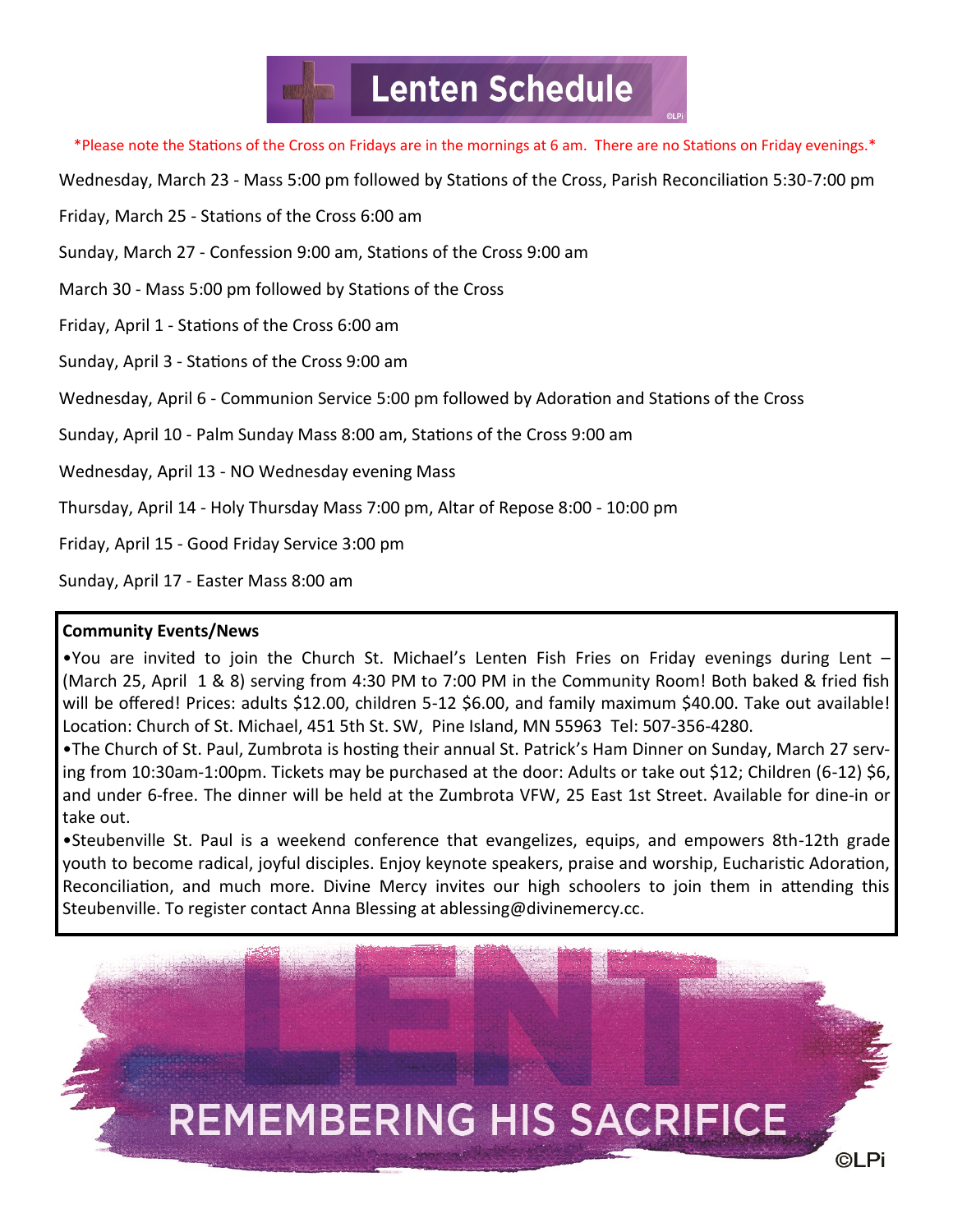# Lenten Schedule

*Please note the Stations of the Cross on Fridays are in the mornings at 6 am. There are no Stations on Friday evenings.*

Wednesday, March 23 - Mass 5:00 pm followed by Stations of the Cross, Parish Reconciliation 5:30-7:00 pm

Friday, March 25 - Stations of the Cross 6:00 am

Sunday, March 27 - Confession 9:00 am, Stations of the Cross 9:00 am

March 30 - Mass 5:00 pm followed by Stations of the Cross

Friday, April 1 - Stations of the Cross 6:00 am

Sunday, April 3 - Stations of the Cross 9:00 am

Wednesday, April 6 - Communion Service 5:00 pm followed by Adoration and Stations of the Cross

Sunday, April 10 - Palm Sunday Mass 8:00 am, Stations of the Cross 9:00 am

Wednesday, April 13 - NO Wednesday evening Mass

Thursday, April 14 - Holy Thursday Mass 7:00 pm, Altar of Repose 8:00 - 10:00 pm

Friday, April 15 - Good Friday Service 3:00 pm

Sunday, April 17 - Easter Mass 8:00 am

**Community Events/News**

•You are invited to join the Church St. Michael's Lenten Fish Fries on Friday evenings during Lent – (March 25, April 1 & 8) serving from 4:30 PM to 7:00 PM in the Community Room! Both baked & fried fish will be offered! Prices: adults $12.00, children 5-12 $6.00, and family maximum $40.00. Take out available! Location: Church of St. Michael, 451 5th St. SW, Pine Island, MN 55963 Tel: 507-356-4280.

•The Church of St. Paul, Zumbrota is hosting their annual St. Patrick's Ham Dinner on Sunday, March 27 serving from 10:30am-1:00pm. Tickets may be purchased at the door: Adults or take out $12; Children (6-12) $6, and under 6-free. The dinner will be held at the Zumbrota VFW, 25 East 1st Street. Available for dine-in or take out.

•Steubenville St. Paul is a weekend conference that evangelizes, equips, and empowers 8th-12th grade youth to become radical, joyful disciples. Enjoy keynote speakers, praise and worship, Eucharistic Adoration, Reconciliation, and much more. Divine Mercy invites our high schoolers to join them in attending this Steubenville. To register contact Anna Blessing at ablessing@divinemercy.cc.

LENT

REMEMBERING HIS SACRIFICE